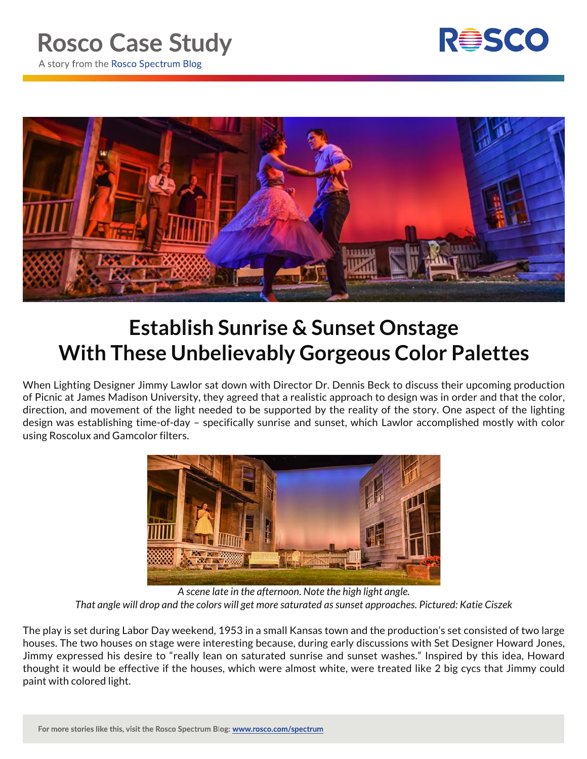# Rosco Case Study

A story from the Rosco Spectrum Blog

## Establish Sunrise & Sunset Onstage With These Unbelievably Gorgeous Color Palettes

When Lighting Designer Jimmy Lawlor sat down with Director Dr. Dennis Beck to discuss their upcoming production of Picnic at James Madison University, they agreed that a realistic approach to design was in order and that the color, direction, and movement of the light needed to be supported by the reality of the story. One aspect of the lighting design was establishing time-of-day – specifically sunrise and sunset, which Lawlor accomplished mostly with color using Roscolux and Gamcolor filters.

*A scene late in the afternoon. Note the high light angle. That angle will drop and the colors will get more saturated as sunset approaches. Pictured: Katie Ciszek*

The play is set during Labor Day weekend, 1953 in a small Kansas town and the production's set consisted of two large houses. The two houses on stage were interesting because, during early discussions with Set Designer Howard Jones, Jimmy expressed his desire to "really lean on saturated sunrise and sunset washes." Inspired by this idea, Howard thought it would be effective if the houses, which were almost white, were treated like 2 big cycs that Jimmy could paint with colored light.

**For more stories like this, visit the Rosco Spectrum Blog: www.rosco.com/spectrum**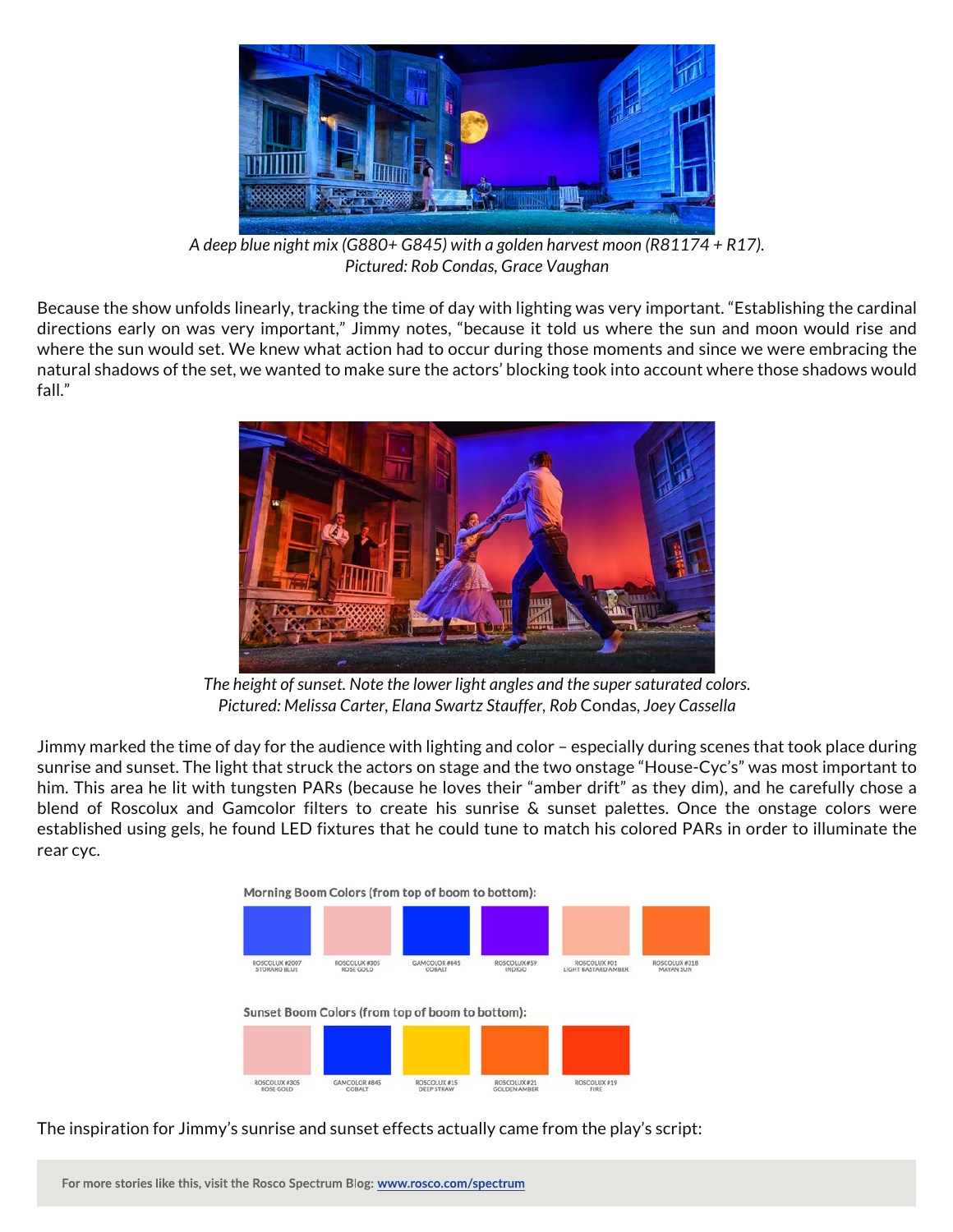*A deep blue night mix (G880+ G845) with a golden harvest moon (R81174 + R17).*
*Pictured: Rob Condas, Grace Vaughan*

Because the show unfolds linearly, tracking the time of day with lighting was very important. "Establishing the cardinal directions early on was very important," Jimmy notes, "because it told us where the sun and moon would rise and where the sun would set. We knew what action had to occur during those moments and since we were embracing the natural shadows of the set, we wanted to make sure the actors' blocking took into account where those shadows would fall."

*The height of sunset. Note the lower light angles and the super saturated colors.*
*Pictured: Melissa Carter, Elana Swartz Stauffer, Rob Condas, Joey Cassella*

Jimmy marked the time of day for the audience with lighting and color – especially during scenes that took place during sunrise and sunset. The light that struck the actors on stage and the two onstage "House-Cyc's" was most important to him. This area he lit with tungsten PARs (because he loves their "amber drift" as they dim), and he carefully chose a blend of Roscolux and Gamcolor filters to create his sunrise & sunset palettes. Once the onstage colors were established using gels, he found LED fixtures that he could tune to match his colored PARs in order to illuminate the rear cyc.

**Morning Boom Colors (from top of boom to bottom):**

ROSCOLUX #2007 STORARO BLUE | ROSCOLUX #305 ROSE GOLD | GAMCOLOR #845 COBALT | ROSCOLUX #59 INDIGO | ROSCOLUX #01 LIGHT BASTARD AMBER | ROSCOLUX #318 MAYAN SUN

**Sunset Boom Colors (from top of boom to bottom):**

ROSCOLUX #305 ROSE GOLD | GAMCOLOR #845 COBALT | ROSCOLUX #15 DEEP STRAW | ROSCOLUX #21 GOLDEN AMBER | ROSCOLUX #19 FIRE

The inspiration for Jimmy's sunrise and sunset effects actually came from the play's script:

For more stories like this, visit the Rosco Spectrum Blog: www.rosco.com/spectrum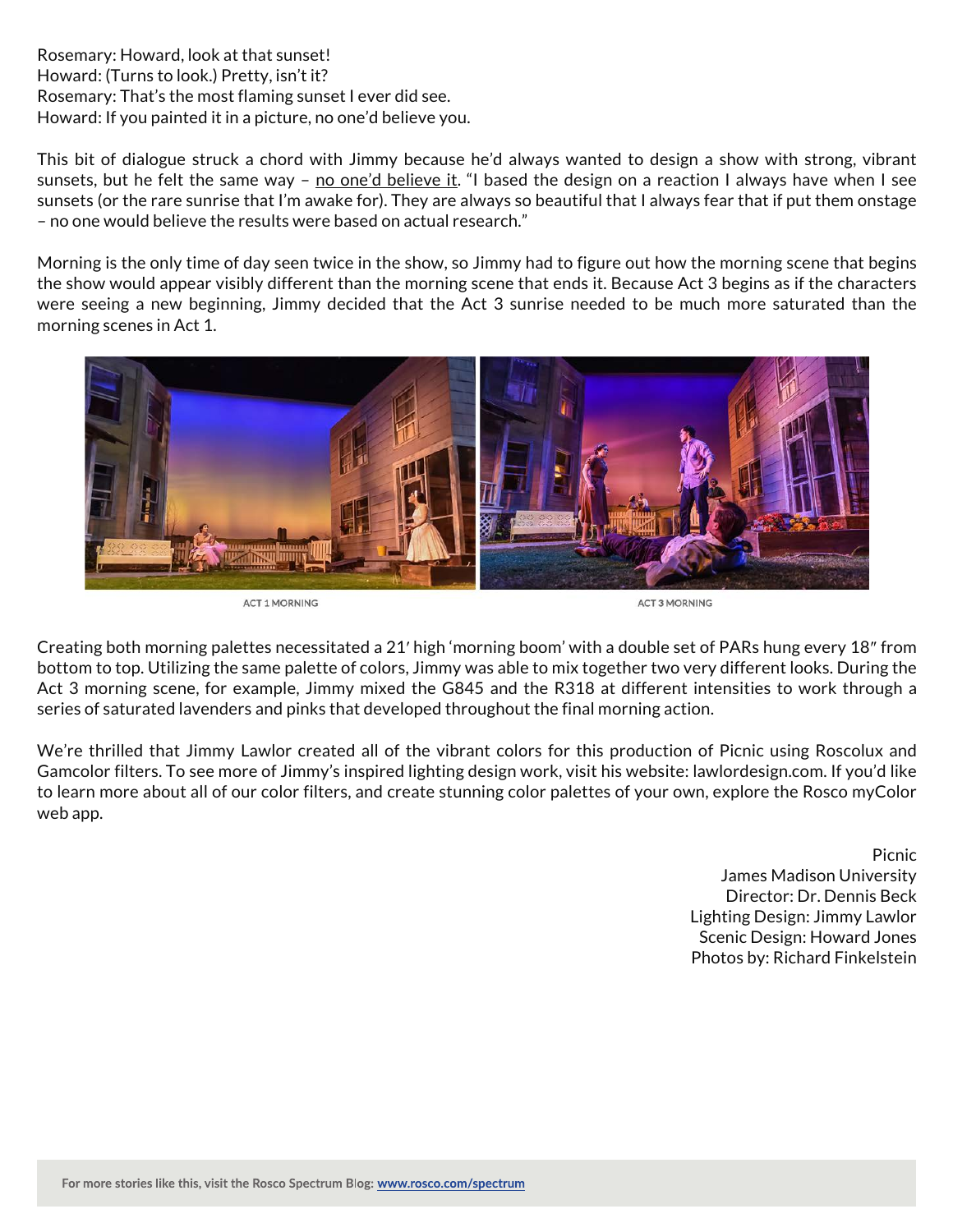Rosemary: Howard, look at that sunset!
Howard: (Turns to look.) Pretty, isn't it?
Rosemary: That's the most flaming sunset I ever did see.
Howard: If you painted it in a picture, no one'd believe you.

This bit of dialogue struck a chord with Jimmy because he'd always wanted to design a show with strong, vibrant sunsets, but he felt the same way – no one'd believe it. "I based the design on a reaction I always have when I see sunsets (or the rare sunrise that I'm awake for). They are always so beautiful that I always fear that if put them onstage – no one would believe the results were based on actual research."

Morning is the only time of day seen twice in the show, so Jimmy had to figure out how the morning scene that begins the show would appear visibly different than the morning scene that ends it. Because Act 3 begins as if the characters were seeing a new beginning, Jimmy decided that the Act 3 sunrise needed to be much more saturated than the morning scenes in Act 1.

ACT 1 MORNING

ACT 3 MORNING

Creating both morning palettes necessitated a 21′ high 'morning boom' with a double set of PARs hung every 18″ from bottom to top. Utilizing the same palette of colors, Jimmy was able to mix together two very different looks. During the Act 3 morning scene, for example, Jimmy mixed the G845 and the R318 at different intensities to work through a series of saturated lavenders and pinks that developed throughout the final morning action.

We're thrilled that Jimmy Lawlor created all of the vibrant colors for this production of Picnic using Roscolux and Gamcolor filters. To see more of Jimmy's inspired lighting design work, visit his website: lawlordesign.com. If you'd like to learn more about all of our color filters, and create stunning color palettes of your own, explore the Rosco myColor web app.

Picnic
James Madison University
Director: Dr. Dennis Beck
Lighting Design: Jimmy Lawlor
Scenic Design: Howard Jones
Photos by: Richard Finkelstein

For more stories like this, visit the Rosco Spectrum Blog: www.rosco.com/spectrum